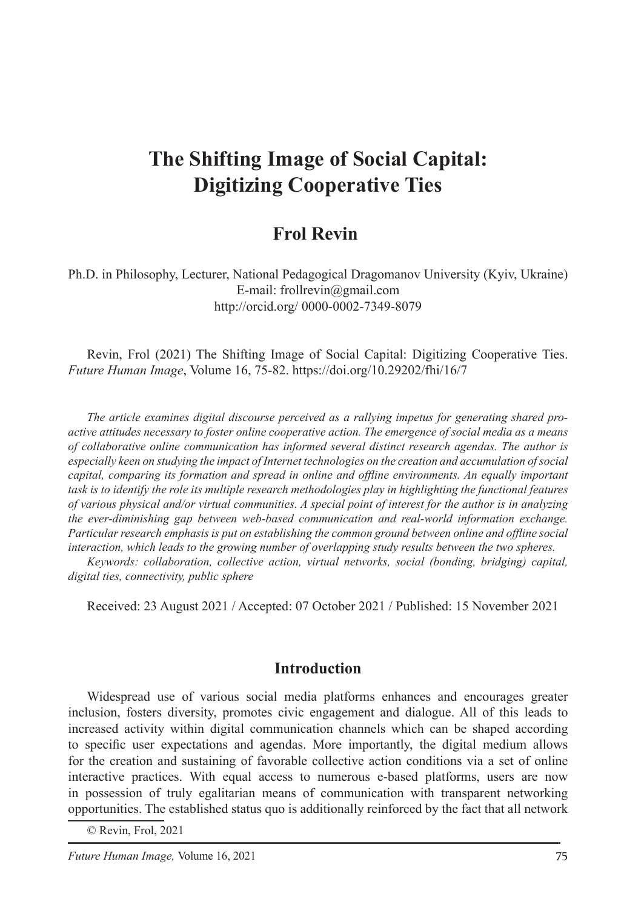# The Shifting Image of Social Capital: Digitizing Cooperative Ties

## Frol Revin

Ph.D. in Philosophy, Lecturer, National Pedagogical Dragomanov University (Kyiv, Ukraine)
E-mail: frollrevin@gmail.com
http://orcid.org/ 0000-0002-7349-8079

Revin, Frol (2021) The Shifting Image of Social Capital: Digitizing Cooperative Ties. *Future Human Image*, Volume 16, 75-82. https://doi.org/10.29202/fhi/16/7

*The article examines digital discourse perceived as a rallying impetus for generating shared pro-active attitudes necessary to foster online cooperative action. The emergence of social media as a means of collaborative online communication has informed several distinct research agendas. The author is especially keen on studying the impact of Internet technologies on the creation and accumulation of social capital, comparing its formation and spread in online and offline environments. An equally important task is to identify the role its multiple research methodologies play in highlighting the functional features of various physical and/or virtual communities. A special point of interest for the author is in analyzing the ever-diminishing gap between web-based communication and real-world information exchange. Particular research emphasis is put on establishing the common ground between online and offline social interaction, which leads to the growing number of overlapping study results between the two spheres.*

*Keywords: collaboration, collective action, virtual networks, social (bonding, bridging) capital, digital ties, connectivity, public sphere*

Received: 23 August 2021 / Accepted: 07 October 2021 / Published: 15 November 2021

## Introduction

Widespread use of various social media platforms enhances and encourages greater inclusion, fosters diversity, promotes civic engagement and dialogue. All of this leads to increased activity within digital communication channels which can be shaped according to specific user expectations and agendas. More importantly, the digital medium allows for the creation and sustaining of favorable collective action conditions via a set of online interactive practices. With equal access to numerous e-based platforms, users are now in possession of truly egalitarian means of communication with transparent networking opportunities. The established status quo is additionally reinforced by the fact that all network

© Revin, Frol, 2021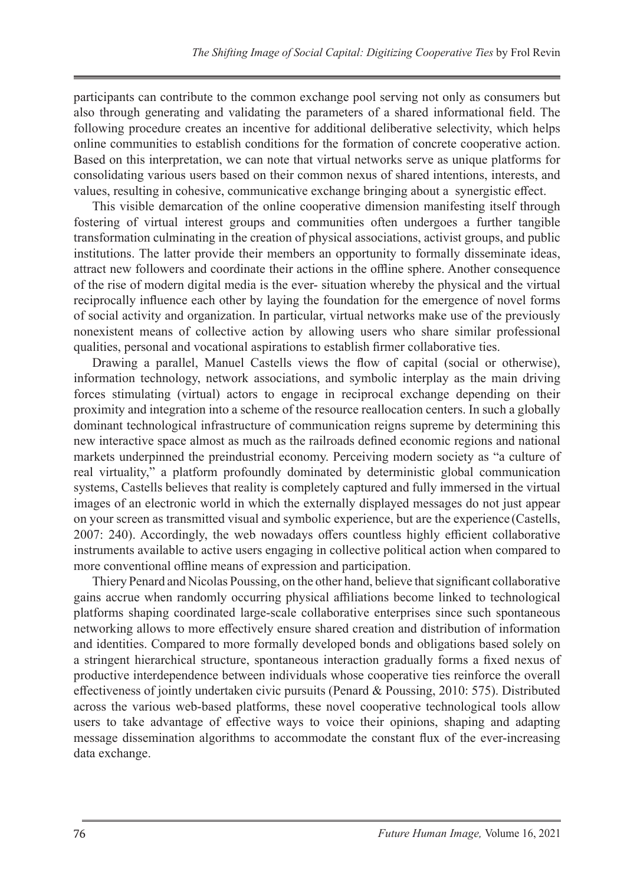participants can contribute to the common exchange pool serving not only as consumers but also through generating and validating the parameters of a shared informational field. The following procedure creates an incentive for additional deliberative selectivity, which helps online communities to establish conditions for the formation of concrete cooperative action. Based on this interpretation, we can note that virtual networks serve as unique platforms for consolidating various users based on their common nexus of shared intentions, interests, and values, resulting in cohesive, communicative exchange bringing about a synergistic effect.

This visible demarcation of the online cooperative dimension manifesting itself through fostering of virtual interest groups and communities often undergoes a further tangible transformation culminating in the creation of physical associations, activist groups, and public institutions. The latter provide their members an opportunity to formally disseminate ideas, attract new followers and coordinate their actions in the offline sphere. Another consequence of the rise of modern digital media is the ever- situation whereby the physical and the virtual reciprocally influence each other by laying the foundation for the emergence of novel forms of social activity and organization. In particular, virtual networks make use of the previously nonexistent means of collective action by allowing users who share similar professional qualities, personal and vocational aspirations to establish firmer collaborative ties.

Drawing a parallel, Manuel Castells views the flow of capital (social or otherwise), information technology, network associations, and symbolic interplay as the main driving forces stimulating (virtual) actors to engage in reciprocal exchange depending on their proximity and integration into a scheme of the resource reallocation centers. In such a globally dominant technological infrastructure of communication reigns supreme by determining this new interactive space almost as much as the railroads defined economic regions and national markets underpinned the preindustrial economy. Perceiving modern society as "a culture of real virtuality," a platform profoundly dominated by deterministic global communication systems, Castells believes that reality is completely captured and fully immersed in the virtual images of an electronic world in which the externally displayed messages do not just appear on your screen as transmitted visual and symbolic experience, but are the experience (Castells, 2007: 240). Accordingly, the web nowadays offers countless highly efficient collaborative instruments available to active users engaging in collective political action when compared to more conventional offline means of expression and participation.

Thiery Penard and Nicolas Poussing, on the other hand, believe that significant collaborative gains accrue when randomly occurring physical affiliations become linked to technological platforms shaping coordinated large-scale collaborative enterprises since such spontaneous networking allows to more effectively ensure shared creation and distribution of information and identities. Compared to more formally developed bonds and obligations based solely on a stringent hierarchical structure, spontaneous interaction gradually forms a fixed nexus of productive interdependence between individuals whose cooperative ties reinforce the overall effectiveness of jointly undertaken civic pursuits (Penard & Poussing, 2010: 575). Distributed across the various web-based platforms, these novel cooperative technological tools allow users to take advantage of effective ways to voice their opinions, shaping and adapting message dissemination algorithms to accommodate the constant flux of the ever-increasing data exchange.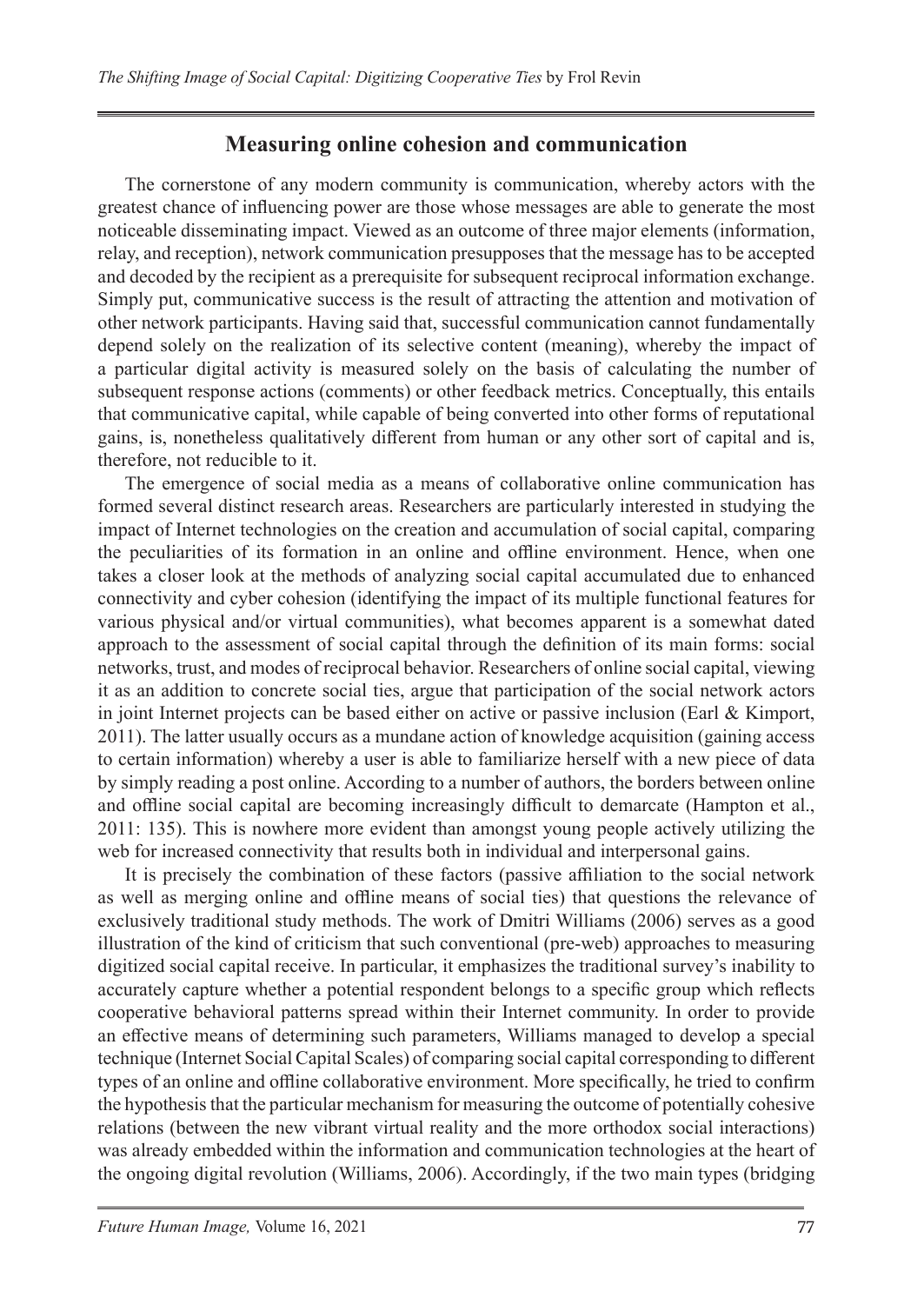## Measuring online cohesion and communication

The cornerstone of any modern community is communication, whereby actors with the greatest chance of influencing power are those whose messages are able to generate the most noticeable disseminating impact. Viewed as an outcome of three major elements (information, relay, and reception), network communication presupposes that the message has to be accepted and decoded by the recipient as a prerequisite for subsequent reciprocal information exchange. Simply put, communicative success is the result of attracting the attention and motivation of other network participants. Having said that, successful communication cannot fundamentally depend solely on the realization of its selective content (meaning), whereby the impact of a particular digital activity is measured solely on the basis of calculating the number of subsequent response actions (comments) or other feedback metrics. Conceptually, this entails that communicative capital, while capable of being converted into other forms of reputational gains, is, nonetheless qualitatively different from human or any other sort of capital and is, therefore, not reducible to it.

The emergence of social media as a means of collaborative online communication has formed several distinct research areas. Researchers are particularly interested in studying the impact of Internet technologies on the creation and accumulation of social capital, comparing the peculiarities of its formation in an online and offline environment. Hence, when one takes a closer look at the methods of analyzing social capital accumulated due to enhanced connectivity and cyber cohesion (identifying the impact of its multiple functional features for various physical and/or virtual communities), what becomes apparent is a somewhat dated approach to the assessment of social capital through the definition of its main forms: social networks, trust, and modes of reciprocal behavior. Researchers of online social capital, viewing it as an addition to concrete social ties, argue that participation of the social network actors in joint Internet projects can be based either on active or passive inclusion (Earl & Kimport, 2011). The latter usually occurs as a mundane action of knowledge acquisition (gaining access to certain information) whereby a user is able to familiarize herself with a new piece of data by simply reading a post online. According to a number of authors, the borders between online and offline social capital are becoming increasingly difficult to demarcate (Hampton et al., 2011: 135). This is nowhere more evident than amongst young people actively utilizing the web for increased connectivity that results both in individual and interpersonal gains.

It is precisely the combination of these factors (passive affiliation to the social network as well as merging online and offline means of social ties) that questions the relevance of exclusively traditional study methods. The work of Dmitri Williams (2006) serves as a good illustration of the kind of criticism that such conventional (pre-web) approaches to measuring digitized social capital receive. In particular, it emphasizes the traditional survey's inability to accurately capture whether a potential respondent belongs to a specific group which reflects cooperative behavioral patterns spread within their Internet community. In order to provide an effective means of determining such parameters, Williams managed to develop a special technique (Internet Social Capital Scales) of comparing social capital corresponding to different types of an online and offline collaborative environment. More specifically, he tried to confirm the hypothesis that the particular mechanism for measuring the outcome of potentially cohesive relations (between the new vibrant virtual reality and the more orthodox social interactions) was already embedded within the information and communication technologies at the heart of the ongoing digital revolution (Williams, 2006). Accordingly, if the two main types (bridging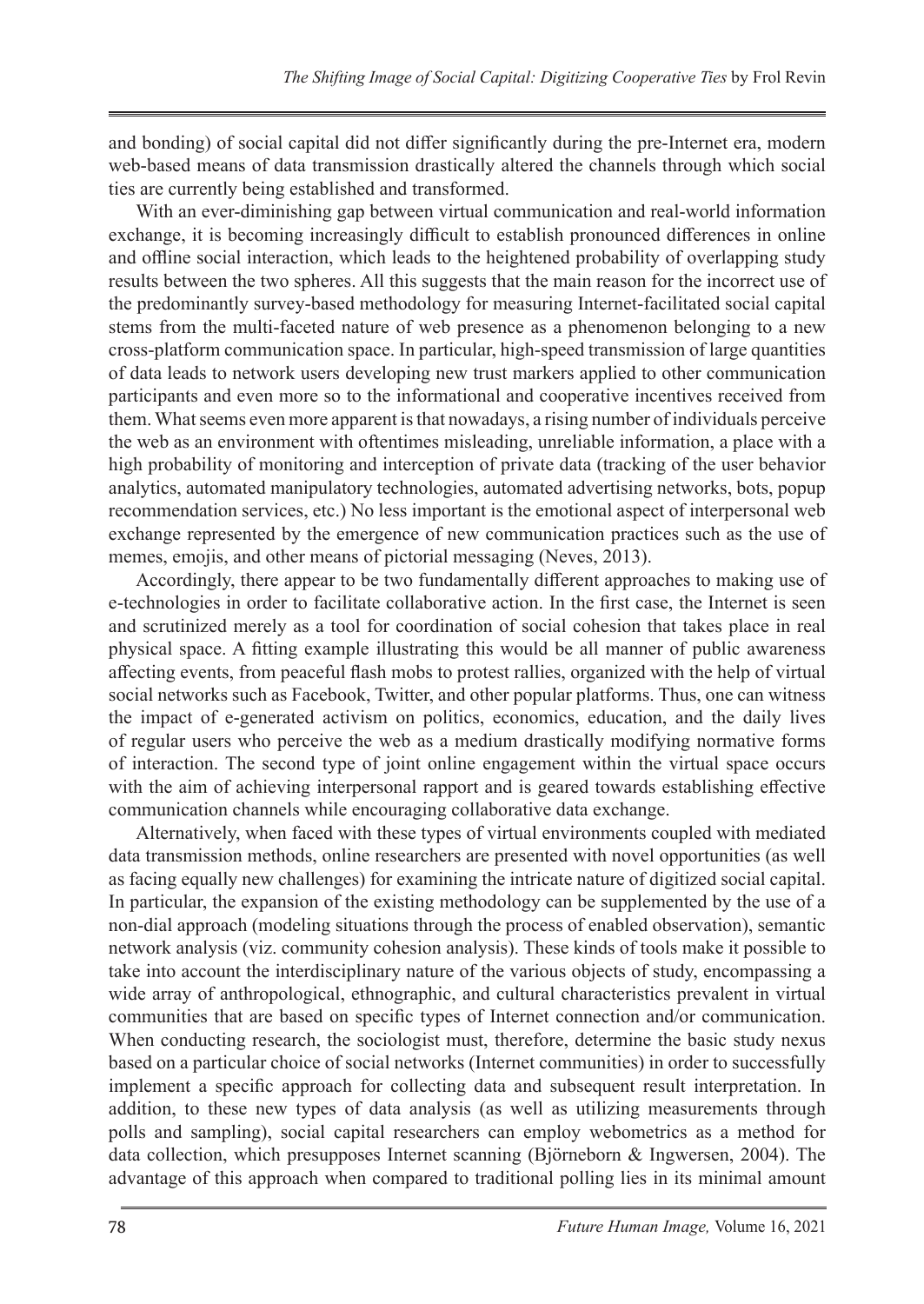and bonding) of social capital did not differ significantly during the pre-Internet era, modern web-based means of data transmission drastically altered the channels through which social ties are currently being established and transformed.

With an ever-diminishing gap between virtual communication and real-world information exchange, it is becoming increasingly difficult to establish pronounced differences in online and offline social interaction, which leads to the heightened probability of overlapping study results between the two spheres. All this suggests that the main reason for the incorrect use of the predominantly survey-based methodology for measuring Internet-facilitated social capital stems from the multi-faceted nature of web presence as a phenomenon belonging to a new cross-platform communication space. In particular, high-speed transmission of large quantities of data leads to network users developing new trust markers applied to other communication participants and even more so to the informational and cooperative incentives received from them. What seems even more apparent is that nowadays, a rising number of individuals perceive the web as an environment with oftentimes misleading, unreliable information, a place with a high probability of monitoring and interception of private data (tracking of the user behavior analytics, automated manipulatory technologies, automated advertising networks, bots, popup recommendation services, etc.) No less important is the emotional aspect of interpersonal web exchange represented by the emergence of new communication practices such as the use of memes, emojis, and other means of pictorial messaging (Neves, 2013).

Accordingly, there appear to be two fundamentally different approaches to making use of e-technologies in order to facilitate collaborative action. In the first case, the Internet is seen and scrutinized merely as a tool for coordination of social cohesion that takes place in real physical space. A fitting example illustrating this would be all manner of public awareness affecting events, from peaceful flash mobs to protest rallies, organized with the help of virtual social networks such as Facebook, Twitter, and other popular platforms. Thus, one can witness the impact of e-generated activism on politics, economics, education, and the daily lives of regular users who perceive the web as a medium drastically modifying normative forms of interaction. The second type of joint online engagement within the virtual space occurs with the aim of achieving interpersonal rapport and is geared towards establishing effective communication channels while encouraging collaborative data exchange.

Alternatively, when faced with these types of virtual environments coupled with mediated data transmission methods, online researchers are presented with novel opportunities (as well as facing equally new challenges) for examining the intricate nature of digitized social capital. In particular, the expansion of the existing methodology can be supplemented by the use of a non-dial approach (modeling situations through the process of enabled observation), semantic network analysis (viz. community cohesion analysis). These kinds of tools make it possible to take into account the interdisciplinary nature of the various objects of study, encompassing a wide array of anthropological, ethnographic, and cultural characteristics prevalent in virtual communities that are based on specific types of Internet connection and/or communication. When conducting research, the sociologist must, therefore, determine the basic study nexus based on a particular choice of social networks (Internet communities) in order to successfully implement a specific approach for collecting data and subsequent result interpretation. In addition, to these new types of data analysis (as well as utilizing measurements through polls and sampling), social capital researchers can employ webometrics as a method for data collection, which presupposes Internet scanning (Björneborn & Ingwersen, 2004). The advantage of this approach when compared to traditional polling lies in its minimal amount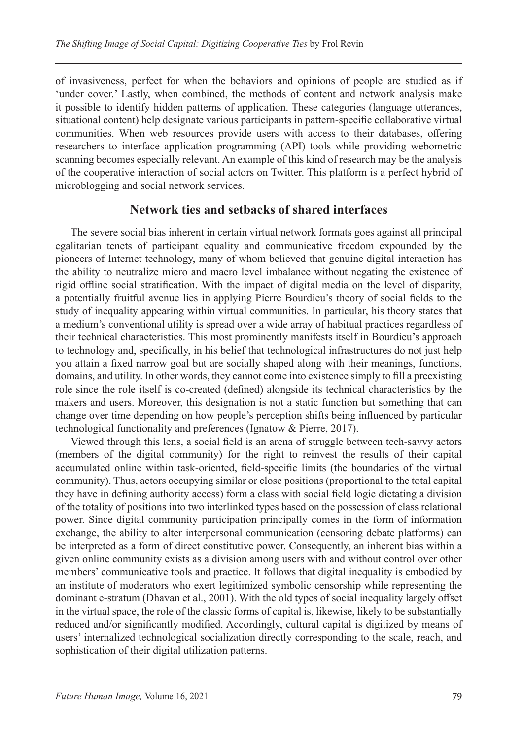of invasiveness, perfect for when the behaviors and opinions of people are studied as if 'under cover.' Lastly, when combined, the methods of content and network analysis make it possible to identify hidden patterns of application. These categories (language utterances, situational content) help designate various participants in pattern-specific collaborative virtual communities. When web resources provide users with access to their databases, offering researchers to interface application programming (API) tools while providing webometric scanning becomes especially relevant. An example of this kind of research may be the analysis of the cooperative interaction of social actors on Twitter. This platform is a perfect hybrid of microblogging and social network services.

## Network ties and setbacks of shared interfaces

The severe social bias inherent in certain virtual network formats goes against all principal egalitarian tenets of participant equality and communicative freedom expounded by the pioneers of Internet technology, many of whom believed that genuine digital interaction has the ability to neutralize micro and macro level imbalance without negating the existence of rigid offline social stratification. With the impact of digital media on the level of disparity, a potentially fruitful avenue lies in applying Pierre Bourdieu's theory of social fields to the study of inequality appearing within virtual communities. In particular, his theory states that a medium's conventional utility is spread over a wide array of habitual practices regardless of their technical characteristics. This most prominently manifests itself in Bourdieu's approach to technology and, specifically, in his belief that technological infrastructures do not just help you attain a fixed narrow goal but are socially shaped along with their meanings, functions, domains, and utility. In other words, they cannot come into existence simply to fill a preexisting role since the role itself is co-created (defined) alongside its technical characteristics by the makers and users. Moreover, this designation is not a static function but something that can change over time depending on how people's perception shifts being influenced by particular technological functionality and preferences (Ignatow & Pierre, 2017).

Viewed through this lens, a social field is an arena of struggle between tech-savvy actors (members of the digital community) for the right to reinvest the results of their capital accumulated online within task-oriented, field-specific limits (the boundaries of the virtual community). Thus, actors occupying similar or close positions (proportional to the total capital they have in defining authority access) form a class with social field logic dictating a division of the totality of positions into two interlinked types based on the possession of class relational power. Since digital community participation principally comes in the form of information exchange, the ability to alter interpersonal communication (censoring debate platforms) can be interpreted as a form of direct constitutive power. Consequently, an inherent bias within a given online community exists as a division among users with and without control over other members' communicative tools and practice. It follows that digital inequality is embodied by an institute of moderators who exert legitimized symbolic censorship while representing the dominant e-stratum (Dhavan et al., 2001). With the old types of social inequality largely offset in the virtual space, the role of the classic forms of capital is, likewise, likely to be substantially reduced and/or significantly modified. Accordingly, cultural capital is digitized by means of users' internalized technological socialization directly corresponding to the scale, reach, and sophistication of their digital utilization patterns.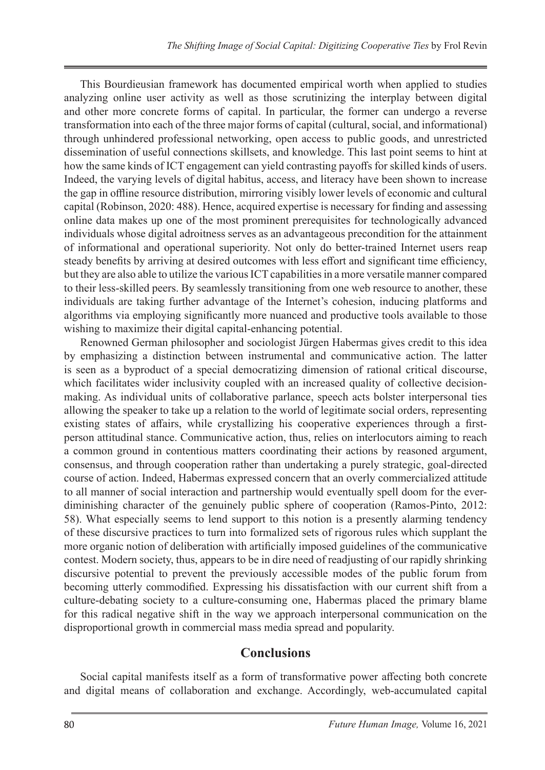This Bourdieusian framework has documented empirical worth when applied to studies analyzing online user activity as well as those scrutinizing the interplay between digital and other more concrete forms of capital. In particular, the former can undergo a reverse transformation into each of the three major forms of capital (cultural, social, and informational) through unhindered professional networking, open access to public goods, and unrestricted dissemination of useful connections skillsets, and knowledge. This last point seems to hint at how the same kinds of ICT engagement can yield contrasting payoffs for skilled kinds of users. Indeed, the varying levels of digital habitus, access, and literacy have been shown to increase the gap in offline resource distribution, mirroring visibly lower levels of economic and cultural capital (Robinson, 2020: 488). Hence, acquired expertise is necessary for finding and assessing online data makes up one of the most prominent prerequisites for technologically advanced individuals whose digital adroitness serves as an advantageous precondition for the attainment of informational and operational superiority. Not only do better-trained Internet users reap steady benefits by arriving at desired outcomes with less effort and significant time efficiency, but they are also able to utilize the various ICT capabilities in a more versatile manner compared to their less-skilled peers. By seamlessly transitioning from one web resource to another, these individuals are taking further advantage of the Internet's cohesion, inducing platforms and algorithms via employing significantly more nuanced and productive tools available to those wishing to maximize their digital capital-enhancing potential.

Renowned German philosopher and sociologist Jürgen Habermas gives credit to this idea by emphasizing a distinction between instrumental and communicative action. The latter is seen as a byproduct of a special democratizing dimension of rational critical discourse, which facilitates wider inclusivity coupled with an increased quality of collective decision-making. As individual units of collaborative parlance, speech acts bolster interpersonal ties allowing the speaker to take up a relation to the world of legitimate social orders, representing existing states of affairs, while crystallizing his cooperative experiences through a first-person attitudinal stance. Communicative action, thus, relies on interlocutors aiming to reach a common ground in contentious matters coordinating their actions by reasoned argument, consensus, and through cooperation rather than undertaking a purely strategic, goal-directed course of action. Indeed, Habermas expressed concern that an overly commercialized attitude to all manner of social interaction and partnership would eventually spell doom for the ever-diminishing character of the genuinely public sphere of cooperation (Ramos-Pinto, 2012: 58). What especially seems to lend support to this notion is a presently alarming tendency of these discursive practices to turn into formalized sets of rigorous rules which supplant the more organic notion of deliberation with artificially imposed guidelines of the communicative contest. Modern society, thus, appears to be in dire need of readjusting of our rapidly shrinking discursive potential to prevent the previously accessible modes of the public forum from becoming utterly commodified. Expressing his dissatisfaction with our current shift from a culture-debating society to a culture-consuming one, Habermas placed the primary blame for this radical negative shift in the way we approach interpersonal communication on the disproportional growth in commercial mass media spread and popularity.

## Conclusions

Social capital manifests itself as a form of transformative power affecting both concrete and digital means of collaboration and exchange. Accordingly, web-accumulated capital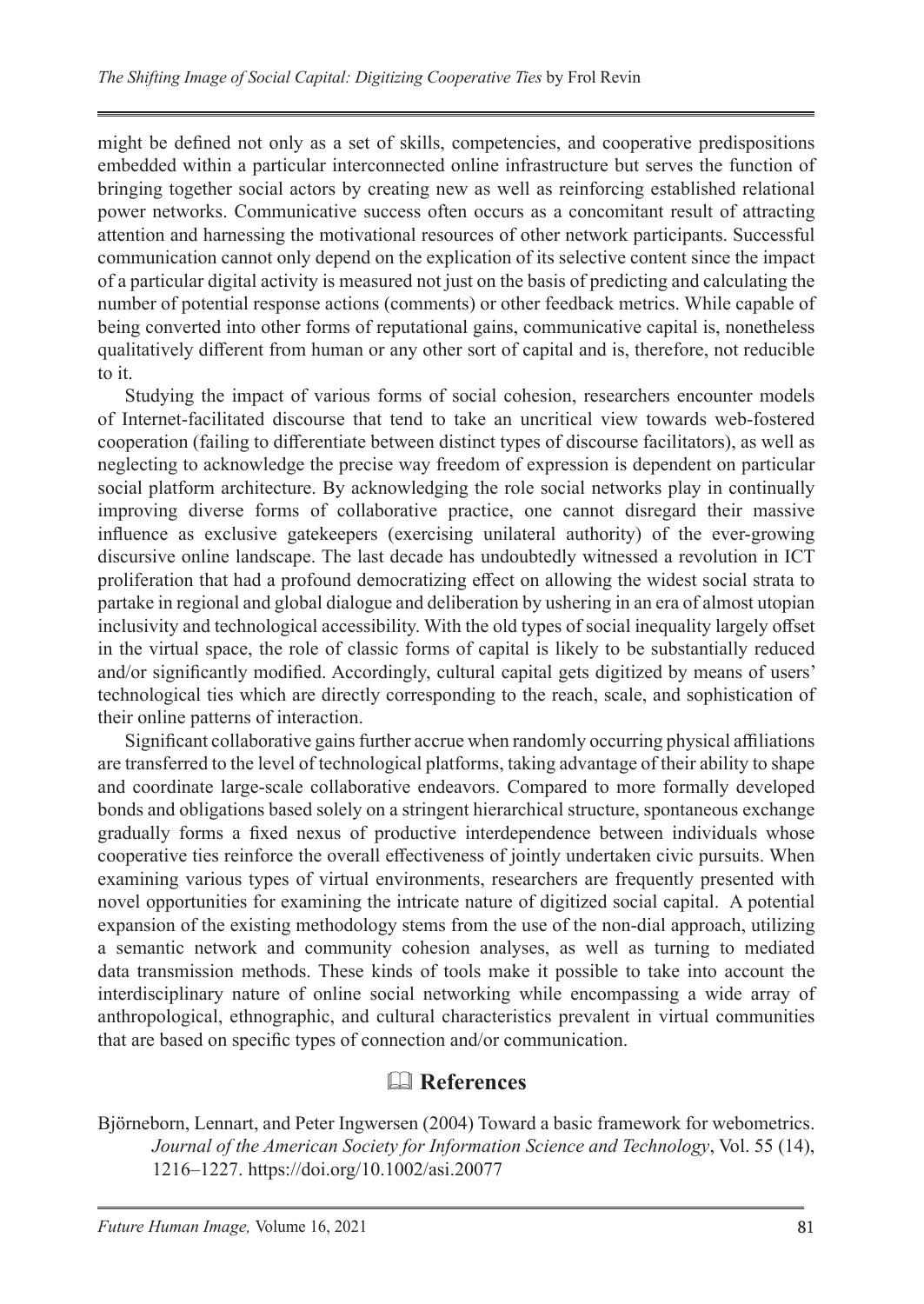might be defined not only as a set of skills, competencies, and cooperative predispositions embedded within a particular interconnected online infrastructure but serves the function of bringing together social actors by creating new as well as reinforcing established relational power networks. Communicative success often occurs as a concomitant result of attracting attention and harnessing the motivational resources of other network participants. Successful communication cannot only depend on the explication of its selective content since the impact of a particular digital activity is measured not just on the basis of predicting and calculating the number of potential response actions (comments) or other feedback metrics. While capable of being converted into other forms of reputational gains, communicative capital is, nonetheless qualitatively different from human or any other sort of capital and is, therefore, not reducible to it.

Studying the impact of various forms of social cohesion, researchers encounter models of Internet-facilitated discourse that tend to take an uncritical view towards web-fostered cooperation (failing to differentiate between distinct types of discourse facilitators), as well as neglecting to acknowledge the precise way freedom of expression is dependent on particular social platform architecture. By acknowledging the role social networks play in continually improving diverse forms of collaborative practice, one cannot disregard their massive influence as exclusive gatekeepers (exercising unilateral authority) of the ever-growing discursive online landscape. The last decade has undoubtedly witnessed a revolution in ICT proliferation that had a profound democratizing effect on allowing the widest social strata to partake in regional and global dialogue and deliberation by ushering in an era of almost utopian inclusivity and technological accessibility. With the old types of social inequality largely offset in the virtual space, the role of classic forms of capital is likely to be substantially reduced and/or significantly modified. Accordingly, cultural capital gets digitized by means of users' technological ties which are directly corresponding to the reach, scale, and sophistication of their online patterns of interaction.

Significant collaborative gains further accrue when randomly occurring physical affiliations are transferred to the level of technological platforms, taking advantage of their ability to shape and coordinate large-scale collaborative endeavors. Compared to more formally developed bonds and obligations based solely on a stringent hierarchical structure, spontaneous exchange gradually forms a fixed nexus of productive interdependence between individuals whose cooperative ties reinforce the overall effectiveness of jointly undertaken civic pursuits. When examining various types of virtual environments, researchers are frequently presented with novel opportunities for examining the intricate nature of digitized social capital. A potential expansion of the existing methodology stems from the use of the non-dial approach, utilizing a semantic network and community cohesion analyses, as well as turning to mediated data transmission methods. These kinds of tools make it possible to take into account the interdisciplinary nature of online social networking while encompassing a wide array of anthropological, ethnographic, and cultural characteristics prevalent in virtual communities that are based on specific types of connection and/or communication.

## References

Björneborn, Lennart, and Peter Ingwersen (2004) Toward a basic framework for webometrics. *Journal of the American Society for Information Science and Technology*, Vol. 55 (14), 1216–1227. https://doi.org/10.1002/asi.20077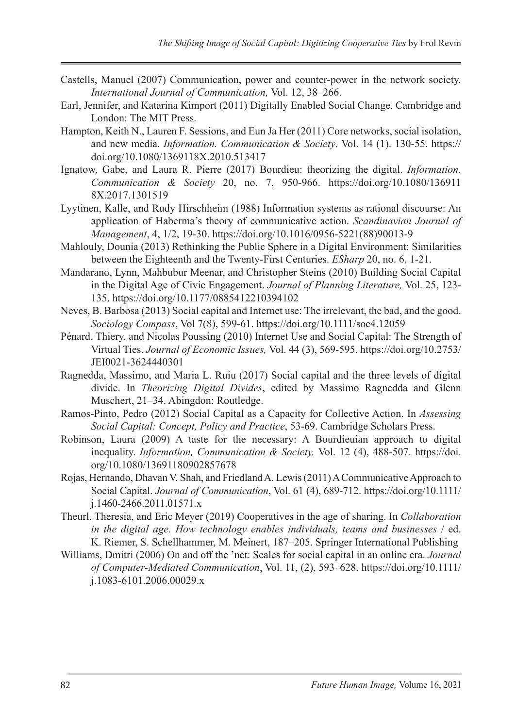Castells, Manuel (2007) Communication, power and counter-power in the network society. *International Journal of Communication,* Vol. 12, 38–266.

Earl, Jennifer, and Katarina Kimport (2011) Digitally Enabled Social Change. Cambridge and London: The MIT Press.

Hampton, Keith N., Lauren F. Sessions, and Eun Ja Her (2011) Core networks, social isolation, and new media. *Information. Communication & Society*. Vol. 14 (1). 130-55. https://doi.org/10.1080/1369118X.2010.513417

Ignatow, Gabe, and Laura R. Pierre (2017) Bourdieu: theorizing the digital. *Information, Communication & Society* 20, no. 7, 950-966. https://doi.org/10.1080/1369118X.2017.1301519

Lyytinen, Kalle, and Rudy Hirschheim (1988) Information systems as rational discourse: An application of Haberma's theory of communicative action. *Scandinavian Journal of Management*, 4, 1/2, 19-30. https://doi.org/10.1016/0956-5221(88)90013-9

Mahlouly, Dounia (2013) Rethinking the Public Sphere in a Digital Environment: Similarities between the Eighteenth and the Twenty-First Centuries. *ESharp* 20, no. 6, 1-21.

Mandarano, Lynn, Mahbubur Meenar, and Christopher Steins (2010) Building Social Capital in the Digital Age of Civic Engagement. *Journal of Planning Literature,* Vol. 25, 123-135. https://doi.org/10.1177/0885412210394102

Neves, B. Barbosa (2013) Social capital and Internet use: The irrelevant, the bad, and the good. *Sociology Compass*, Vol 7(8), 599-61. https://doi.org/10.1111/soc4.12059

Pénard, Thiery, and Nicolas Poussing (2010) Internet Use and Social Capital: The Strength of Virtual Ties. *Journal of Economic Issues,* Vol. 44 (3), 569-595. https://doi.org/10.2753/JEI0021-3624440301

Ragnedda, Massimo, and Maria L. Ruiu (2017) Social capital and the three levels of digital divide. In *Theorizing Digital Divides*, edited by Massimo Ragnedda and Glenn Muschert, 21–34. Abingdon: Routledge.

Ramos-Pinto, Pedro (2012) Social Capital as a Capacity for Collective Action. In *Assessing Social Capital: Concept, Policy and Practice*, 53-69. Cambridge Scholars Press.

Robinson, Laura (2009) A taste for the necessary: A Bourdieuian approach to digital inequality. *Information, Communication & Society,* Vol. 12 (4), 488-507. https://doi.org/10.1080/13691180902857678

Rojas, Hernando, Dhavan V. Shah, and Friedland A. Lewis (2011) A Communicative Approach to Social Capital. *Journal of Communication*, Vol. 61 (4), 689-712. https://doi.org/10.1111/j.1460-2466.2011.01571.x

Theurl, Theresia, and Eric Meyer (2019) Cooperatives in the age of sharing. In *Collaboration in the digital age. How technology enables individuals, teams and businesses* / ed. K. Riemer, S. Schellhammer, M. Meinert, 187–205. Springer International Publishing

Williams, Dmitri (2006) On and off the 'net: Scales for social capital in an online era. *Journal of Computer-Mediated Communication*, Vol. 11, (2), 593–628. https://doi.org/10.1111/j.1083-6101.2006.00029.x